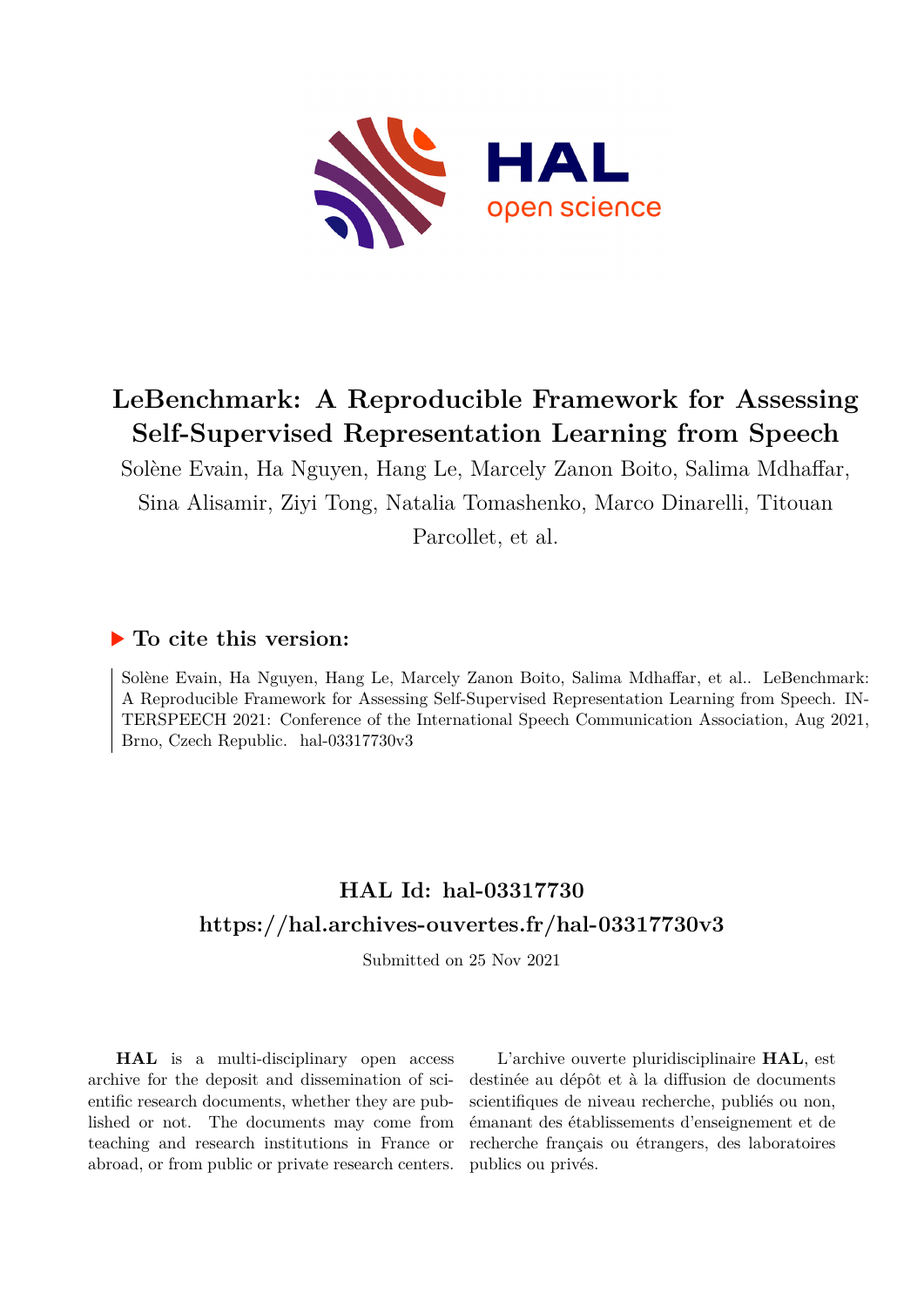# LeBenchmark: A Reproducible Framework for Assessing Self-Supervised Representation Learning from Speech

Solène Evain, Ha Nguyen, Hang Le, Marcely Zanon Boito, Salima Mdhaffar, Sina Alisamir, Ziyi Tong, Natalia Tomashenko, Marco Dinarelli, Titouan Parcollet, et al.

## ▶ To cite this version:

Solène Evain, Ha Nguyen, Hang Le, Marcely Zanon Boito, Salima Mdhaffar, et al.. LeBenchmark: A Reproducible Framework for Assessing Self-Supervised Representation Learning from Speech. INTERSPEECH 2021: Conference of the International Speech Communication Association, Aug 2021, Brno, Czech Republic. hal-03317730v3

## HAL Id: hal-03317730

## https://hal.archives-ouvertes.fr/hal-03317730v3

Submitted on 25 Nov 2021

**HAL** is a multi-disciplinary open access archive for the deposit and dissemination of scientific research documents, whether they are published or not. The documents may come from teaching and research institutions in France or abroad, or from public or private research centers.

L'archive ouverte pluridisciplinaire **HAL**, est destinée au dépôt et à la diffusion de documents scientifiques de niveau recherche, publiés ou non, émanant des établissements d'enseignement et de recherche français ou étrangers, des laboratoires publics ou privés.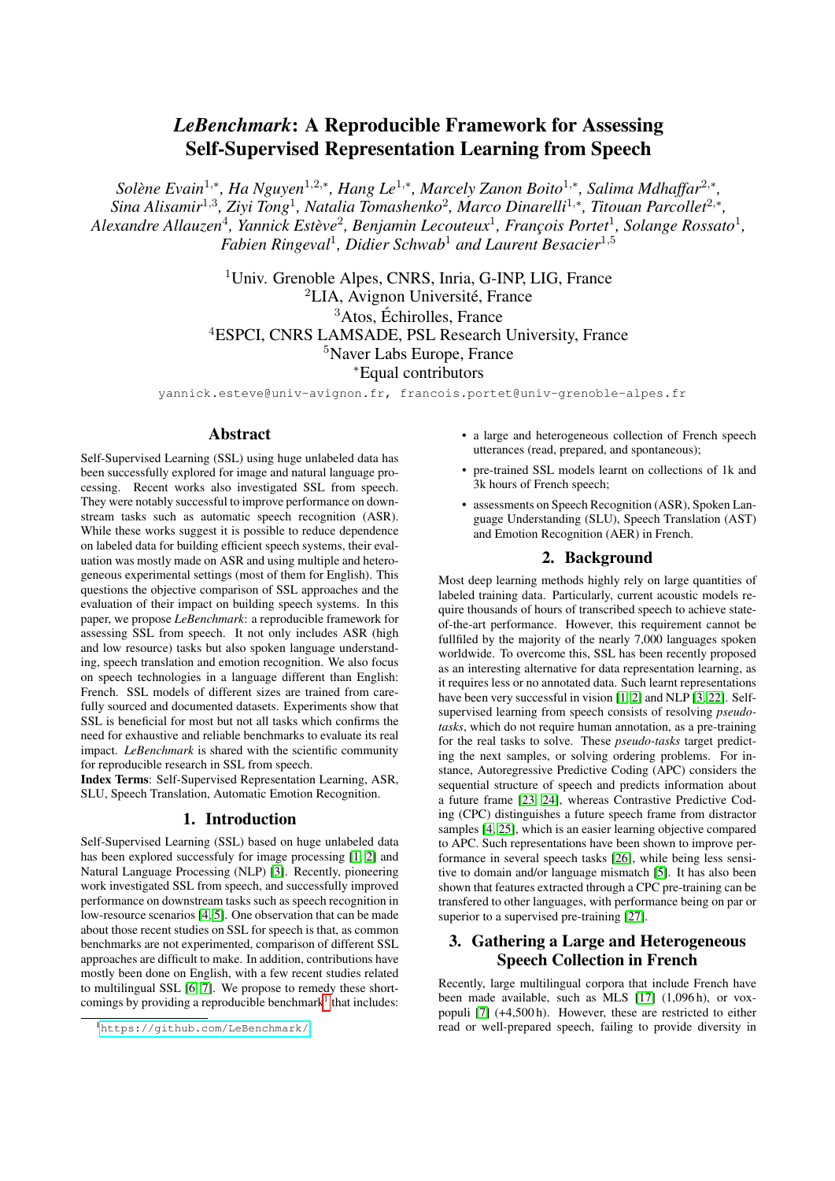# *LeBenchmark*: A Reproducible Framework for Assessing Self-Supervised Representation Learning from Speech

*Solène Evain*[1,*], *Ha Nguyen*[1,2,*], *Hang Le*[1,*], *Marcely Zanon Boito*[1,*], *Salima Mdhaffar*[2,*], *Sina Alisamir*[1,3], *Ziyi Tong*[1], *Natalia Tomashenko*[2], *Marco Dinarelli*[1,*], *Titouan Parcollet*[2,*], *Alexandre Allauzen*[4], *Yannick Estève*[2], *Benjamin Lecouteux*[1], *François Portet*[1], *Solange Rossato*[1], *Fabien Ringeval*[1], *Didier Schwab*[1] *and Laurent Besacier*[1,5]

[1]Univ. Grenoble Alpes, CNRS, Inria, G-INP, LIG, France
[2]LIA, Avignon Université, France
[3]Atos, Échirolles, France
[4]ESPCI, CNRS LAMSADE, PSL Research University, France
[5]Naver Labs Europe, France
[*]Equal contributors

yannick.esteve@univ-avignon.fr, francois.portet@univ-grenoble-alpes.fr

## Abstract

Self-Supervised Learning (SSL) using huge unlabeled data has been successfully explored for image and natural language processing. Recent works also investigated SSL from speech. They were notably successful to improve performance on downstream tasks such as automatic speech recognition (ASR). While these works suggest it is possible to reduce dependence on labeled data for building efficient speech systems, their evaluation was mostly made on ASR and using multiple and heterogeneous experimental settings (most of them for English). This questions the objective comparison of SSL approaches and the evaluation of their impact on building speech systems. In this paper, we propose *LeBenchmark*: a reproducible framework for assessing SSL from speech. It not only includes ASR (high and low resource) tasks but also spoken language understanding, speech translation and emotion recognition. We also focus on speech technologies in a language different than English: French. SSL models of different sizes are trained from carefully sourced and documented datasets. Experiments show that SSL is beneficial for most but not all tasks which confirms the need for exhaustive and reliable benchmarks to evaluate its real impact. *LeBenchmark* is shared with the scientific community for reproducible research in SSL from speech.

**Index Terms**: Self-Supervised Representation Learning, ASR, SLU, Speech Translation, Automatic Emotion Recognition.

## 1. Introduction

Self-Supervised Learning (SSL) based on huge unlabeled data has been explored successfuly for image processing [1, 2] and Natural Language Processing (NLP) [3]. Recently, pioneering work investigated SSL from speech, and successfully improved performance on downstream tasks such as speech recognition in low-resource scenarios [4, 5]. One observation that can be made about those recent studies on SSL for speech is that, as common benchmarks are not experimented, comparison of different SSL approaches are difficult to make. In addition, contributions have mostly been done on English, with a few recent studies related to multilingual SSL [6, 7]. We propose to remedy these shortcomings by providing a reproducible benchmark[1] that includes:

- a large and heterogeneous collection of French speech utterances (read, prepared, and spontaneous);
- pre-trained SSL models learnt on collections of 1k and 3k hours of French speech;
- assessments on Speech Recognition (ASR), Spoken Language Understanding (SLU), Speech Translation (AST) and Emotion Recognition (AER) in French.

## 2. Background

Most deep learning methods highly rely on large quantities of labeled training data. Particularly, current acoustic models require thousands of hours of transcribed speech to achieve state-of-the-art performance. However, this requirement cannot be fullfiled by the majority of the nearly 7,000 languages spoken worldwide. To overcome this, SSL has been recently proposed as an interesting alternative for data representation learning, as it requires less or no annotated data. Such learnt representations have been very successful in vision [1, 2] and NLP [3, 22]. Self-supervised learning from speech consists of resolving *pseudo-tasks*, which do not require human annotation, as a pre-training for the real tasks to solve. These *pseudo-tasks* target predicting the next samples, or solving ordering problems. For instance, Autoregressive Predictive Coding (APC) considers the sequential structure of speech and predicts information about a future frame [23, 24], whereas Contrastive Predictive Coding (CPC) distinguishes a future speech frame from distractor samples [4, 25], which is an easier learning objective compared to APC. Such representations have been shown to improve performance in several speech tasks [26], while being less sensitive to domain and/or language mismatch [5]. It has also been shown that features extracted through a CPC pre-training can be transfered to other languages, with performance being on par or superior to a supervised pre-training [27].

## 3. Gathering a Large and Heterogeneous Speech Collection in French

Recently, large multilingual corpora that include French have been made available, such as MLS [17] (1,096 h), or voxpopuli [7] (+4,500 h). However, these are restricted to either read or well-prepared speech, failing to provide diversity in

[1] https://github.com/LeBenchmark/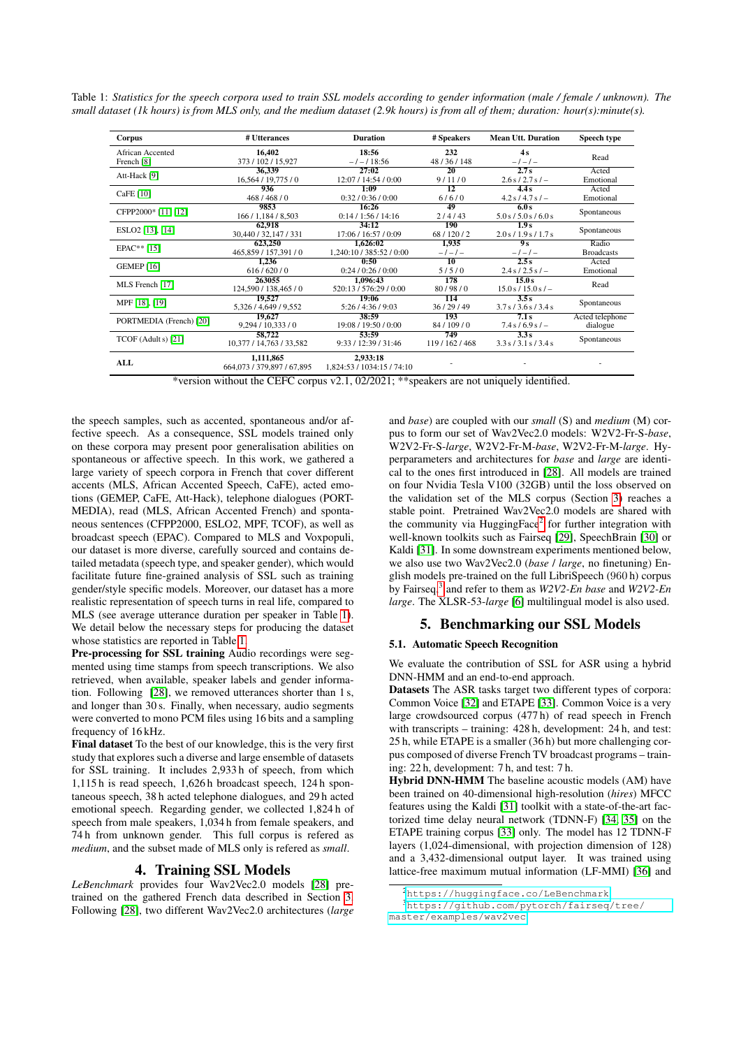Table 1: *Statistics for the speech corpora used to train SSL models according to gender information (male / female / unknown). The small dataset (1k hours) is from MLS only, and the medium dataset (2.9k hours) is from all of them; duration: hour(s):minute(s).*

| Corpus | # Utterances | Duration | # Speakers | Mean Utt. Duration | Speech type |
|---|---|---|---|---|---|
| African Accented French [8] | **16,402**<br>373 / 102 / 15,927 | **18:56**<br>– / – / 18:56 | **232**<br>48 / 36 / 148 | **4 s**<br>– / – / – | Read |
| Att-Hack [9] | **36,339**<br>16,564 / 19,775 / 0 | **27:02**<br>12:07 / 14:54 / 0:00 | **20**<br>9 / 11 / 0 | **2.7 s**<br>2.6 s / 2.7 s / – | Acted Emotional |
| CaFE [10] | **936**<br>468 / 468 / 0 | **1:09**<br>0:32 / 0:36 / 0:00 | **12**<br>6 / 6 / 0 | **4.4 s**<br>4.2 s / 4.7 s / – | Acted Emotional |
| CFPP2000* [11, 12] | **9853**<br>166 / 1,184 / 8,503 | **16:26**<br>0:14 / 1:56 / 14:16 | **49**<br>2 / 4 / 43 | **6.0 s**<br>5.0 s / 5.0 s / 6.0 s | Spontaneous |
| ESLO2 [13, 14] | **62,918**<br>30,440 / 32,147 / 331 | **34:12**<br>17:06 / 16:57 / 0:09 | **190**<br>68 / 120 / 2 | **1.9 s**<br>2.0 s / 1.9 s / 1.7 s | Spontaneous |
| EPAC** [15] | **623,250**<br>465,859 / 157,391 / 0 | **1,626:02**<br>1,240:10 / 385:52 / 0:00 | **–**<br>– / – / – | **9 s**<br>– / – / – | Radio Broadcasts |
| GEMEP [16] | **1,236**<br>616 / 620 / 0 | **0:50**<br>0:24 / 0:26 / 0:00 | **10**<br>5 / 5 / 0 | **2.5 s**<br>2.4 s / 2.5 s / – | Acted Emotional |
| MLS French [17] | **263055**<br>124,590 / 138,465 / 0 | **1,096:43**<br>520:13 / 576:29 / 0:00 | **178**<br>80 / 98 / 0 | **15.0 s**<br>15.0 s / 15.0 s / – | Read |
| MPF [18, 19] | **19,527**<br>5,326 / 4,649 / 9,552 | **19:06**<br>5:26 / 4:36 / 9:03 | **114**<br>36 / 29 / 49 | **3.5 s**<br>3.7 s / 3.6 s / 3.4 s | Spontaneous |
| PORTMEDIA (French) [20] | **19,627**<br>9,294 / 10,333 / 0 | **38:59**<br>19:08 / 19:50 / 0:00 | **193**<br>84 / 109 / 0 | **7.1 s**<br>7.4 s / 6.9 s / – | Acted telephone dialogue |
| TCOF (Adults) [21] | **58,722**<br>10,377 / 14,763 / 33,582 | **53:59**<br>9:33 / 12:39 / 31:46 | **749**<br>119 / 162 / 468 | **3.3 s**<br>3.3 s / 3.1 s / 3.4 s | Spontaneous |
| **ALL** | **1,111,865**<br>664,073 / 379,897 / 67,895 | **2,933:18**<br>1,824:53 / 1034:15 / 74:10 | - | - | - |

*version without the CEFC corpus v2.1, 02/2021; **speakers are not uniquely identified.

the speech samples, such as accented, spontaneous and/or affective speech. As a consequence, SSL models trained only on these corpora may present poor generalisation abilities on spontaneous or affective speech. In this work, we gathered a large variety of speech corpora in French that cover different accents (MLS, African Accented Speech, CaFE), acted emotions (GEMEP, CaFE, Att-Hack), telephone dialogues (PORTMEDIA), read (MLS, African Accented French) and spontaneous sentences (CFPP2000, ESLO2, MPF, TCOF), as well as broadcast speech (EPAC). Compared to MLS and Voxpopuli, our dataset is more diverse, carefully sourced and contains detailed metadata (speech type, and speaker gender), which would facilitate future fine-grained analysis of SSL such as training gender/style specific models. Moreover, our dataset has a more realistic representation of speech turns in real life, compared to MLS (see average utterance duration per speaker in Table 1). We detail below the necessary steps for producing the dataset whose statistics are reported in Table 1.

**Pre-processing for SSL training** Audio recordings were segmented using time stamps from speech transcriptions. We also retrieved, when available, speaker labels and gender information. Following [28], we removed utterances shorter than 1 s, and longer than 30 s. Finally, when necessary, audio segments were converted to mono PCM files using 16 bits and a sampling frequency of 16 kHz.

**Final dataset** To the best of our knowledge, this is the very first study that explores such a diverse and large ensemble of datasets for SSL training. It includes 2,933 h of speech, from which 1,115 h is read speech, 1,626 h broadcast speech, 124 h spontaneous speech, 38 h acted telephone dialogues, and 29 h acted emotional speech. Regarding gender, we collected 1,824 h of speech from male speakers, 1,034 h from female speakers, and 74 h from unknown gender. This full corpus is refered as *medium*, and the subset made of MLS only is refered as *small*.

## 4. Training SSL Models

*LeBenchmark* provides four Wav2Vec2.0 models [28] pretrained on the gathered French data described in Section 3. Following [28], two different Wav2Vec2.0 architectures (*large* and *base*) are coupled with our *small* (S) and *medium* (M) corpus to form our set of Wav2Vec2.0 models: W2V2-Fr-S-*base*, W2V2-Fr-S-*large*, W2V2-Fr-M-*base*, W2V2-Fr-M-*large*. Hyperparameters and architectures for *base* and *large* are identical to the ones first introduced in [28]. All models are trained on four Nvidia Tesla V100 (32GB) until the loss observed on the validation set of the MLS corpus (Section 3) reaches a stable point. Pretrained Wav2Vec2.0 models are shared with the community via HuggingFace[2] for further integration with well-known toolkits such as Fairseq [29], SpeechBrain [30] or Kaldi [31]. In some downstream experiments mentioned below, we also use two Wav2Vec2.0 (*base* / *large*, no finetuning) English models pre-trained on the full LibriSpeech (960 h) corpus by Fairseq,[3] and refer to them as *W2V2-En base* and *W2V2-En large*. The XLSR-53-*large* [6] multilingual model is also used.

## 5. Benchmarking our SSL Models

### 5.1. Automatic Speech Recognition

We evaluate the contribution of SSL for ASR using a hybrid DNN-HMM and an end-to-end approach.

**Datasets** The ASR tasks target two different types of corpora: Common Voice [32] and ETAPE [33]. Common Voice is a very large crowdsourced corpus (477 h) of read speech in French with transcripts – training: 428 h, development: 24 h, and test: 25 h, while ETAPE is a smaller (36 h) but more challenging corpus composed of diverse French TV broadcast programs – training: 22 h, development: 7 h, and test: 7 h.

**Hybrid DNN-HMM** The baseline acoustic models (AM) have been trained on 40-dimensional high-resolution (*hires*) MFCC features using the Kaldi [31] toolkit with a state-of-the-art factorized time delay neural network (TDNN-F) [34, 35] on the ETAPE training corpus [33] only. The model has 12 TDNN-F layers (1,024-dimensional, with projection dimension of 128) and a 3,432-dimensional output layer. It was trained using lattice-free maximum mutual information (LF-MMI) [36] and

[2] https://huggingface.co/LeBenchmark

[3] https://github.com/pytorch/fairseq/tree/master/examples/wav2vec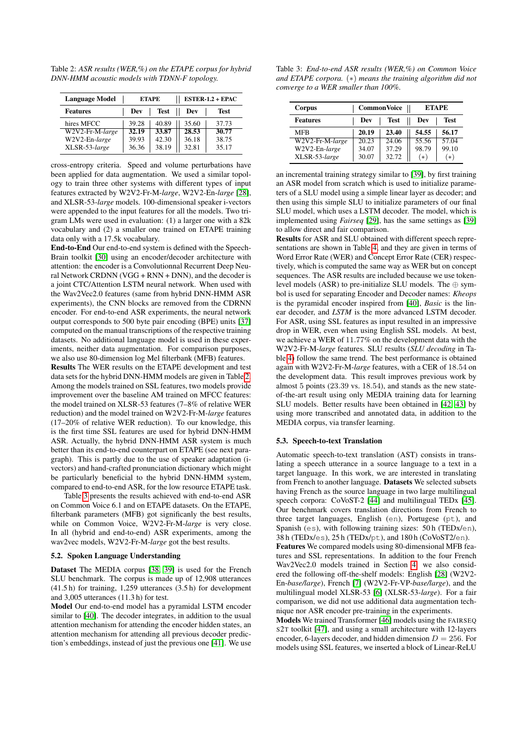Table 2: *ASR results (WER,%) on the ETAPE corpus for hybrid DNN-HMM acoustic models with TDNN-F topology.*

| Language Model | ETAPE | | ESTER-1.2 + EPAC | |
|---|---|---|---|---|
| **Features** | **Dev** | **Test** | **Dev** | **Test** |
| hires MFCC | 39.28 | 40.89 | 35.60 | 37.73 |
| W2V2-Fr-M-*large* | **32.19** | **33.87** | **28.53** | **30.77** |
| W2V2-En-*large* | 39.93 | 42.30 | 36.18 | 38.75 |
| XLSR-53-*large* | 36.36 | 38.19 | 32.81 | 35.17 |

cross-entropy criteria. Speed and volume perturbations have been applied for data augmentation. We used a similar topology to train three other systems with different types of input features extracted by W2V2-Fr-M-*large*, W2V2-En-*large* [28], and XLSR-53-*large* models. 100-dimensional speaker i-vectors were appended to the input features for all the models. Two trigram LMs were used in evaluation: (1) a larger one with a 82k vocabulary and (2) a smaller one trained on ETAPE training data only with a 17.5k vocabulary.

**End-to-End** Our end-to-end system is defined with the SpeechBrain toolkit [30] using an encoder/decoder architecture with attention: the encoder is a Convolutionnal Recurrent Deep Neural Network CRDNN (VGG + RNN + DNN), and the decoder is a joint CTC/Attention LSTM neural network. When used with the Wav2Vec2.0 features (same from hybrid DNN-HMM ASR experiments), the CNN blocks are removed from the CDRNN encoder. For end-to-end ASR experiments, the neural network output corresponds to 500 byte pair encoding (BPE) units [37] computed on the manual transcriptions of the respective training datasets. No additional language model is used in these experiments, neither data augmentation. For comparison purposes, we also use 80-dimension log Mel filterbank (MFB) features.

**Results** The WER results on the ETAPE development and test data sets for the hybrid DNN-HMM models are given in Table 2. Among the models trained on SSL features, two models provide improvement over the baseline AM trained on MFCC features: the model trained on XLSR-53 features (7–8% of relative WER reduction) and the model trained on W2V2-Fr-M-*large* features (17–20% of relative WER reduction). To our knowledge, this is the first time SSL features are used for hybrid DNN-HMM ASR. Actually, the hybrid DNN-HMM ASR system is much better than its end-to-end counterpart on ETAPE (see next paragraph). This is partly due to the use of speaker adaptation (i-vectors) and hand-crafted pronunciation dictionary which might be particularly beneficial to the hybrid DNN-HMM system, compared to end-to-end ASR, for the low resource ETAPE task.

Table 3 presents the results achieved with end-to-end ASR on Common Voice 6.1 and on ETAPE datasets. On the ETAPE, filterbank parameters (MFB) got significanly the best results, while on Common Voice, W2V2-Fr-M-*large* is very close. In all (hybrid and end-to-end) ASR experiments, among the wav2vec models, W2V2-Fr-M-*large* got the best results.

### 5.2. Spoken Language Understanding

**Dataset** The MEDIA corpus [38, 39] is used for the French SLU benchmark. The corpus is made up of 12,908 utterances (41.5 h) for training, 1,259 utterances (3.5 h) for development and 3,005 utterances (11.3 h) for test.

**Model** Our end-to-end model has a pyramidal LSTM encoder similar to [40]. The decoder integrates, in addition to the usual attention mechanism for attending the encoder hidden states, an attention mechanism for attending all previous decoder prediction's embeddings, instead of just the previous one [41]. We use an incremental training strategy similar to [39], by first training an ASR model from scratch which is used to initialize parameters of a SLU model using a simple linear layer as decoder; and then using this simple SLU to initialize parameters of our final SLU model, which uses a LSTM decoder. The model, which is implemented using *Fairseq* [29], has the same settings as [39] to allow direct and fair comparison.

Table 3: *End-to-end ASR results (WER,%) on Common Voice and ETAPE corpora.* $(*)$ *means the training algorithm did not converge to a WER smaller than 100%.*

| Corpus | CommonVoice | | ETAPE | |
|---|---|---|---|---|
| **Features** | **Dev** | **Test** | **Dev** | **Test** |
| MFB | **20.19** | **23.40** | **54.55** | **56.17** |
| W2V2-Fr-M-*large* | 20.23 | 24.06 | 55.56 | 57.04 |
| W2V2-En-*large* | 34.07 | 37.29 | 98.79 | 99.10 |
| XLSR-53-*large* | 30.07 | 32.72 | $(*)$ | $(*)$ |

**Results** for ASR and SLU obtained with different speech representations are shown in Table 4, and they are given in terms of Word Error Rate (WER) and Concept Error Rate (CER) respectively, which is computed the same way as WER but on concept sequences. The ASR results are included because we use token-level models (ASR) to pre-initialize SLU models. The $\oplus$ symbol is used for separating Encoder and Decoder names: *Kheops* is the pyramidal encoder inspired from [40], *Basic* is the linear decoder, and *LSTM* is the more advanced LSTM decoder. For ASR, using SSL features as input resulted in an impressive drop in WER, even when using English SSL models. At best, we achieve a WER of 11.77% on the development data with the W2V2-Fr-M-*large* features. SLU results (*SLU decoding* in Table 4) follow the same trend. The best performance is obtained again with W2V2-Fr-M-*large* features, with a CER of 18.54 on the development data. This result improves previous work by almost 5 points (23.39 vs. 18.54), and stands as the new state-of-the-art result using only MEDIA training data for learning SLU models. Better results have been obtained in [42, 43] by using more transcribed and annotated data, in addition to the MEDIA corpus, via transfer learning.

### 5.3. Speech-to-text Translation

Automatic speech-to-text translation (AST) consists in translating a speech utterance in a source language to a text in a target language. In this work, we are interested in translating from French to another language. **Datasets** We selected subsets having French as the source language in two large multilingual speech corpora: CoVoST-2 [44] and multilingual TEDx [45]. Our benchmark covers translation directions from French to three target languages, English (en), Portugese (pt), and Spanish (es), with following training sizes: 50 h (TEDx/en), 38 h (TEDx/es), 25 h (TEDx/pt), and 180 h (CoVoST2/en).

**Features** We compared models using 80-dimensional MFB features and SSL representations. In addition to the four French Wav2Vec2.0 models trained in Section 4, we also considered the following off-the-shelf models: English [28] (W2V2-En-*base/large*), French [7] (W2V2-Fr-VP-*base/large*), and the multilingual model XLSR-53 [6] (XLSR-53-*large*). For a fair comparison, we did not use additional data augmentation technique nor ASR encoder pre-training in the experiments.

**Models** We trained Transformer [46] models using the FAIRSEQ S2T toolkit [47], and using a small architecture with 12-layers encoder, 6-layers decoder, and hidden dimension $D = 256$. For models using SSL features, we inserted a block of Linear-ReLU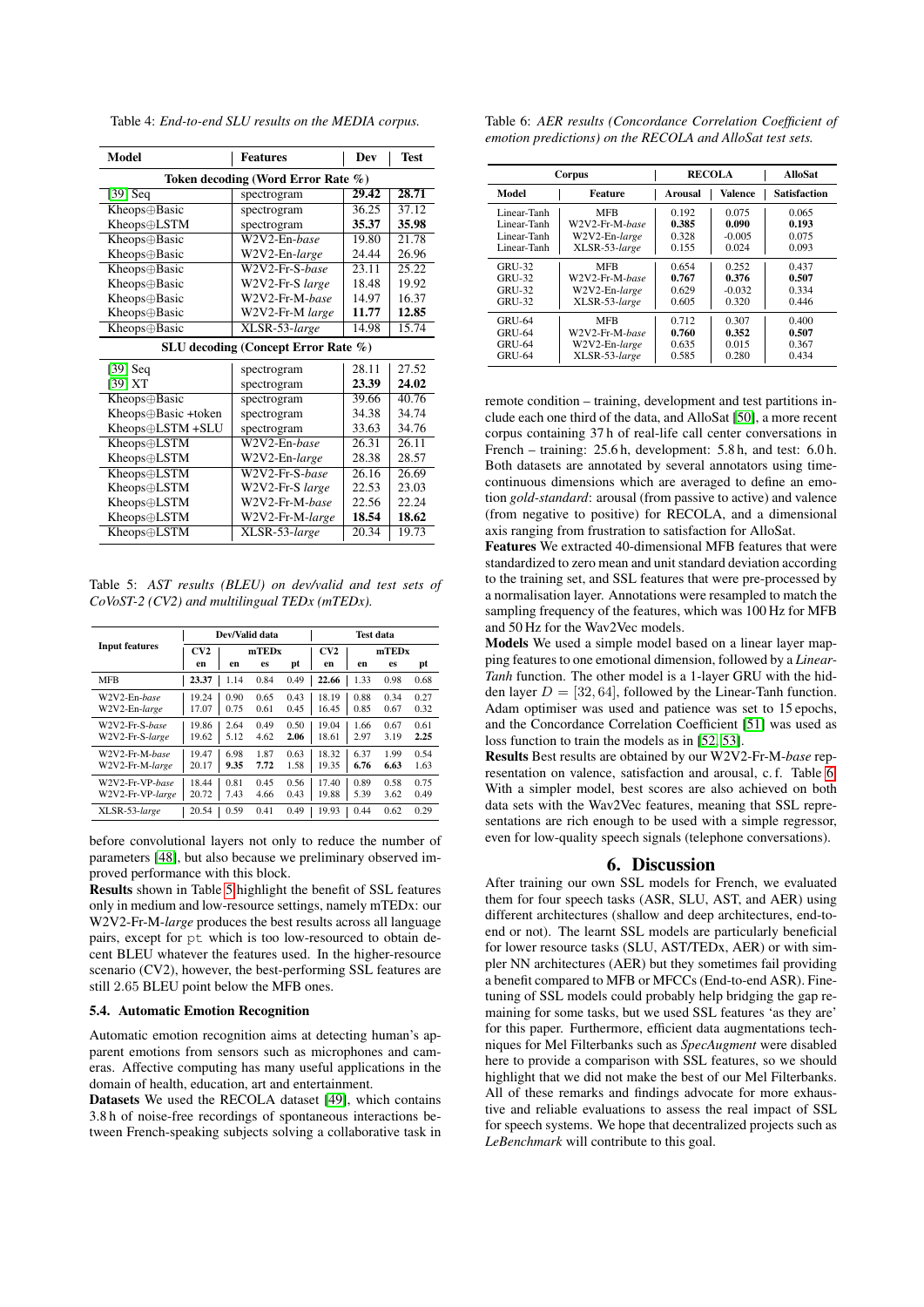Table 4: *End-to-end SLU results on the MEDIA corpus.*

| Model | Features | Dev | Test |
|---|---|---|---|
| **Token decoding (Word Error Rate %)** | | | |
| [39] Seq | spectrogram | **29.42** | **28.71** |
| Kheops⊕Basic | spectrogram | 36.25 | 37.12 |
| Kheops⊕LSTM | spectrogram | **35.37** | **35.98** |
| Kheops⊕Basic | W2V2-En-*base* | 19.80 | 21.78 |
| Kheops⊕Basic | W2V2-En-*large* | 24.44 | 26.96 |
| Kheops⊕Basic | W2V2-Fr-S-*base* | 23.11 | 25.22 |
| Kheops⊕Basic | W2V2-Fr-S *large* | 18.48 | 19.92 |
| Kheops⊕Basic | W2V2-Fr-M-*base* | 14.97 | 16.37 |
| Kheops⊕Basic | W2V2-Fr-M *large* | **11.77** | **12.85** |
| Kheops⊕Basic | XLSR-53-*large* | 14.98 | 15.74 |
| **SLU decoding (Concept Error Rate %)** | | | |
| [39] Seq | spectrogram | 28.11 | 27.52 |
| [39] XT | spectrogram | **23.39** | **24.02** |
| Kheops⊕Basic | spectrogram | 39.66 | 40.76 |
| Kheops⊕Basic +token | spectrogram | 34.38 | 34.74 |
| Kheops⊕LSTM +SLU | spectrogram | 33.63 | 34.76 |
| Kheops⊕LSTM | W2V2-En-*base* | 26.31 | 26.11 |
| Kheops⊕LSTM | W2V2-En-*large* | 28.38 | 28.57 |
| Kheops⊕LSTM | W2V2-Fr-S-*base* | 26.16 | 26.69 |
| Kheops⊕LSTM | W2V2-Fr-S *large* | 22.53 | 23.03 |
| Kheops⊕LSTM | W2V2-Fr-M-*base* | 22.56 | 22.24 |
| Kheops⊕LSTM | W2V2-Fr-M-*large* | **18.54** | **18.62** |
| Kheops⊕LSTM | XLSR-53-*large* | 20.34 | 19.73 |

Table 5: *AST results (BLEU) on dev/valid and test sets of CoVoST-2 (CV2) and multilingual TEDx (mTEDx).*

| Input features | Dev/Valid data | | | | Test data | | | |
|---|---|---|---|---|---|---|---|---|
| | CV2 | mTEDx | | | CV2 | mTEDx | | |
| | en | en | es | pt | en | en | es | pt |
| MFB | **23.37** | 1.14 | 0.84 | 0.49 | **22.66** | 1.33 | 0.98 | 0.68 |
| W2V2-En-*base* | 19.24 | 0.90 | 0.65 | 0.43 | 18.19 | 0.88 | 0.34 | 0.27 |
| W2V2-En-*large* | 17.07 | 0.75 | 0.61 | 0.45 | 16.45 | 0.85 | 0.67 | 0.32 |
| W2V2-Fr-S-*base* | 19.86 | 2.64 | 0.49 | 0.50 | 19.04 | 1.66 | 0.67 | 0.61 |
| W2V2-Fr-S-*large* | 19.62 | 5.12 | 4.62 | **2.06** | 18.61 | 2.97 | 3.19 | **2.25** |
| W2V2-Fr-M-*base* | 19.47 | 6.98 | 1.87 | 0.63 | 18.32 | 6.37 | 1.99 | 0.54 |
| W2V2-Fr-M-*large* | 20.17 | **9.35** | **7.72** | 1.58 | 19.35 | **6.76** | **6.63** | 1.63 |
| W2V2-Fr-VP-*base* | 18.44 | 0.81 | 0.45 | 0.56 | 17.40 | 0.89 | 0.58 | 0.75 |
| W2V2-Fr-VP-*large* | 20.72 | 7.43 | 4.66 | 0.43 | 19.88 | 5.39 | 3.62 | 0.49 |
| XLSR-53-*large* | 20.54 | 0.59 | 0.41 | 0.49 | 19.93 | 0.44 | 0.62 | 0.29 |

before convolutional layers not only to reduce the number of parameters [48], but also because we preliminary observed improved performance with this block.

**Results** shown in Table 5 highlight the benefit of SSL features only in medium and low-resource settings, namely mTEDx: our W2V2-Fr-M-*large* produces the best results across all language pairs, except for pt which is too low-resourced to obtain decent BLEU whatever the features used. In the higher-resource scenario (CV2), however, the best-performing SSL features are still 2.65 BLEU point below the MFB ones.

### 5.4. Automatic Emotion Recognition

Automatic emotion recognition aims at detecting human's apparent emotions from sensors such as microphones and cameras. Affective computing has many useful applications in the domain of health, education, art and entertainment.

**Datasets** We used the RECOLA dataset [49], which contains 3.8 h of noise-free recordings of spontaneous interactions between French-speaking subjects solving a collaborative task in remote condition – training, development and test partitions include each one third of the data, and AlloSat [50], a more recent corpus containing 37 h of real-life call center conversations in French – training: 25.6 h, development: 5.8 h, and test: 6.0 h. Both datasets are annotated by several annotators using time-continuous dimensions which are averaged to define an emotion *gold-standard*: arousal (from passive to active) and valence (from negative to positive) for RECOLA, and a dimensional axis ranging from frustration to satisfaction for AlloSat.

**Features** We extracted 40-dimensional MFB features that were standardized to zero mean and unit standard deviation according to the training set, and SSL features that were pre-processed by a normalisation layer. Annotations were resampled to match the sampling frequency of the features, which was 100 Hz for MFB and 50 Hz for the Wav2Vec models.

**Models** We used a simple model based on a linear layer mapping features to one emotional dimension, followed by a *Linear-Tanh* function. The other model is a 1-layer GRU with the hidden layer $D = [32, 64]$, followed by the Linear-Tanh function. Adam optimiser was used and patience was set to 15 epochs, and the Concordance Correlation Coefficient [51] was used as loss function to train the models as in [52, 53].

**Results** Best results are obtained by our W2V2-Fr-M-*base* representation on valence, satisfaction and arousal, c. f. Table 6. With a simpler model, best scores are also achieved on both data sets with the Wav2Vec features, meaning that SSL representations are rich enough to be used with a simple regressor, even for low-quality speech signals (telephone conversations).

Table 6: *AER results (Concordance Correlation Coefficient of emotion predictions) on the RECOLA and AlloSat test sets.*

| Corpus | | RECOLA | | AlloSat |
|---|---|---|---|---|
| Model | Feature | Arousal | Valence | Satisfaction |
| Linear-Tanh | MFB | 0.192 | 0.075 | 0.065 |
| Linear-Tanh | W2V2-Fr-M-*base* | **0.385** | **0.090** | **0.193** |
| Linear-Tanh | W2V2-En-*large* | 0.328 | -0.005 | 0.075 |
| Linear-Tanh | XLSR-53-*large* | 0.155 | 0.024 | 0.093 |
| GRU-32 | MFB | 0.654 | 0.252 | 0.437 |
| GRU-32 | W2V2-Fr-M-*base* | **0.767** | **0.376** | **0.507** |
| GRU-32 | W2V2-En-*large* | 0.629 | -0.032 | 0.334 |
| GRU-32 | XLSR-53-*large* | 0.605 | 0.320 | 0.446 |
| GRU-64 | MFB | 0.712 | 0.307 | 0.400 |
| GRU-64 | W2V2-Fr-M-*base* | **0.760** | **0.352** | **0.507** |
| GRU-64 | W2V2-En-*large* | 0.635 | 0.015 | 0.367 |
| GRU-64 | XLSR-53-*large* | 0.585 | 0.280 | 0.434 |

## 6. Discussion

After training our own SSL models for French, we evaluated them for four speech tasks (ASR, SLU, AST, and AER) using different architectures (shallow and deep architectures, end-to-end or not). The learnt SSL models are particularly beneficial for lower resource tasks (SLU, AST/TEDx, AER) or with simpler NN architectures (AER) but they sometimes fail providing a benefit compared to MFB or MFCCs (End-to-end ASR). Fine-tuning of SSL models could probably help bridging the gap remaining for some tasks, but we used SSL features 'as they are' for this paper. Furthermore, efficient data augmentations techniques for Mel Filterbanks such as *SpecAugment* were disabled here to provide a comparison with SSL features, so we should highlight that we did not make the best of our Mel Filterbanks. All of these remarks and findings advocate for more exhaustive and reliable evaluations to assess the real impact of SSL for speech systems. We hope that decentralized projects such as *LeBenchmark* will contribute to this goal.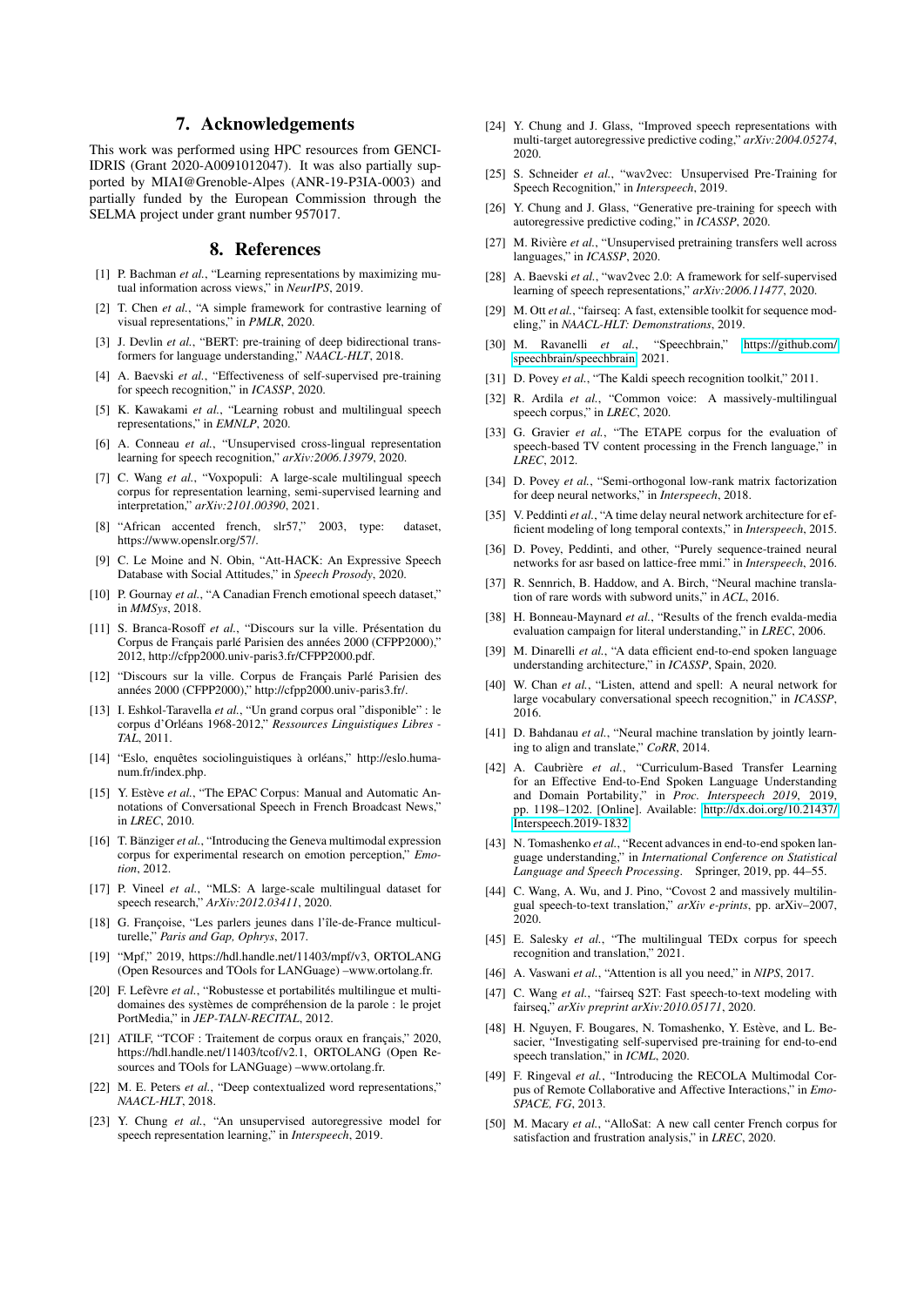## 7. Acknowledgements

This work was performed using HPC resources from GENCI-IDRIS (Grant 2020-A0091012047). It was also partially supported by MIAI@Grenoble-Alpes (ANR-19-P3IA-0003) and partially funded by the European Commission through the SELMA project under grant number 957017.

## 8. References

[1] P. Bachman *et al.*, "Learning representations by maximizing mutual information across views," in *NeurIPS*, 2019.

[2] T. Chen *et al.*, "A simple framework for contrastive learning of visual representations," in *PMLR*, 2020.

[3] J. Devlin *et al.*, "BERT: pre-training of deep bidirectional transformers for language understanding," *NAACL-HLT*, 2018.

[4] A. Baevski *et al.*, "Effectiveness of self-supervised pre-training for speech recognition," in *ICASSP*, 2020.

[5] K. Kawakami *et al.*, "Learning robust and multilingual speech representations," in *EMNLP*, 2020.

[6] A. Conneau *et al.*, "Unsupervised cross-lingual representation learning for speech recognition," *arXiv:2006.13979*, 2020.

[7] C. Wang *et al.*, "Voxpopuli: A large-scale multilingual speech corpus for representation learning, semi-supervised learning and interpretation," *arXiv:2101.00390*, 2021.

[8] "African accented french, slr57," 2003, type: dataset, https://www.openslr.org/57/.

[9] C. Le Moine and N. Obin, "Att-HACK: An Expressive Speech Database with Social Attitudes," in *Speech Prosody*, 2020.

[10] P. Gournay *et al.*, "A Canadian French emotional speech dataset," in *MMSys*, 2018.

[11] S. Branca-Rosoff *et al.*, "Discours sur la ville. Présentation du Corpus de Français parlé Parisien des années 2000 (CFPP2000)," 2012, http://cfpp2000.univ-paris3.fr/CFPP2000.pdf.

[12] "Discours sur la ville. Corpus de Français Parlé Parisien des années 2000 (CFPP2000)," http://cfpp2000.univ-paris3.fr/.

[13] I. Eshkol-Taravella *et al.*, "Un grand corpus oral "disponible" : le corpus d'Orléans 1968-2012," *Ressources Linguistiques Libres - TAL*, 2011.

[14] "Eslo, enquêtes sociolinguistiques à orléans," http://eslo.huma-num.fr/index.php.

[15] Y. Estève *et al.*, "The EPAC Corpus: Manual and Automatic Annotations of Conversational Speech in French Broadcast News," in *LREC*, 2010.

[16] T. Bänziger *et al.*, "Introducing the Geneva multimodal expression corpus for experimental research on emotion perception," *Emotion*, 2012.

[17] P. Vineel *et al.*, "MLS: A large-scale multilingual dataset for speech research," *ArXiv:2012.03411*, 2020.

[18] G. Françoise, "Les parlers jeunes dans l'île-de-France multiculturelle," *Paris and Gap, Ophrys*, 2017.

[19] "Mpf," 2019, https://hdl.handle.net/11403/mpf/v3, ORTOLANG (Open Resources and TOols for LANGuage) –www.ortolang.fr.

[20] F. Lefèvre *et al.*, "Robustesse et portabilités multilingue et multi-domaines des systèmes de compréhension de la parole : le projet PortMedia," in *JEP-TALN-RECITAL*, 2012.

[21] ATILF, "TCOF : Traitement de corpus oraux en français," 2020, https://hdl.handle.net/11403/tcof/v2.1, ORTOLANG (Open Resources and TOols for LANGuage) –www.ortolang.fr.

[22] M. E. Peters *et al.*, "Deep contextualized word representations," *NAACL-HLT*, 2018.

[23] Y. Chung *et al.*, "An unsupervised autoregressive model for speech representation learning," in *Interspeech*, 2019.

[24] Y. Chung and J. Glass, "Improved speech representations with multi-target autoregressive predictive coding," *arXiv:2004.05274*, 2020.

[25] S. Schneider *et al.*, "wav2vec: Unsupervised Pre-Training for Speech Recognition," in *Interspeech*, 2019.

[26] Y. Chung and J. Glass, "Generative pre-training for speech with autoregressive predictive coding," in *ICASSP*, 2020.

[27] M. Rivière *et al.*, "Unsupervised pretraining transfers well across languages," in *ICASSP*, 2020.

[28] A. Baevski *et al.*, "wav2vec 2.0: A framework for self-supervised learning of speech representations," *arXiv:2006.11477*, 2020.

[29] M. Ott *et al.*, "fairseq: A fast, extensible toolkit for sequence modeling," in *NAACL-HLT: Demonstrations*, 2019.

[30] M. Ravanelli *et al.*, "Speechbrain," https://github.com/speechbrain/speechbrain, 2021.

[31] D. Povey *et al.*, "The Kaldi speech recognition toolkit," 2011.

[32] R. Ardila *et al.*, "Common voice: A massively-multilingual speech corpus," in *LREC*, 2020.

[33] G. Gravier *et al.*, "The ETAPE corpus for the evaluation of speech-based TV content processing in the French language," in *LREC*, 2012.

[34] D. Povey *et al.*, "Semi-orthogonal low-rank matrix factorization for deep neural networks," in *Interspeech*, 2018.

[35] V. Peddinti *et al.*, "A time delay neural network architecture for efficient modeling of long temporal contexts," in *Interspeech*, 2015.

[36] D. Povey, Peddinti, and other, "Purely sequence-trained neural networks for asr based on lattice-free mmi." in *Interspeech*, 2016.

[37] R. Sennrich, B. Haddow, and A. Birch, "Neural machine translation of rare words with subword units," in *ACL*, 2016.

[38] H. Bonneau-Maynard *et al.*, "Results of the french evalda-media evaluation campaign for literal understanding," in *LREC*, 2006.

[39] M. Dinarelli *et al.*, "A data efficient end-to-end spoken language understanding architecture," in *ICASSP*, 2020.

[40] W. Chan *et al.*, "Listen, attend and spell: A neural network for large vocabulary conversational speech recognition," in *ICASSP*, 2016.

[41] D. Bahdanau *et al.*, "Neural machine translation by jointly learning to align and translate," *CoRR*, 2014.

[42] A. Caubrière *et al.*, "Curriculum-Based Transfer Learning for an Effective End-to-End Spoken Language Understanding and Domain Portability," in *Proc. Interspeech 2019*, 2019, pp. 1198–1202. [Online]. Available: http://dx.doi.org/10.21437/Interspeech.2019-1832

[43] N. Tomashenko *et al.*, "Recent advances in end-to-end spoken language understanding," in *International Conference on Statistical Language and Speech Processing*. Springer, 2019, pp. 44–55.

[44] C. Wang, A. Wu, and J. Pino, "Covost 2 and massively multilingual speech-to-text translation," *arXiv e-prints*, pp. arXiv–2007, 2020.

[45] E. Salesky *et al.*, "The multilingual TEDx corpus for speech recognition and translation," 2021.

[46] A. Vaswani *et al.*, "Attention is all you need," in *NIPS*, 2017.

[47] C. Wang *et al.*, "fairseq S2T: Fast speech-to-text modeling with fairseq," *arXiv preprint arXiv:2010.05171*, 2020.

[48] H. Nguyen, F. Bougares, N. Tomashenko, Y. Estève, and L. Besacier, "Investigating self-supervised pre-training for end-to-end speech translation," in *ICML*, 2020.

[49] F. Ringeval *et al.*, "Introducing the RECOLA Multimodal Corpus of Remote Collaborative and Affective Interactions," in *Emo-SPACE, FG*, 2013.

[50] M. Macary *et al.*, "AlloSat: A new call center French corpus for satisfaction and frustration analysis," in *LREC*, 2020.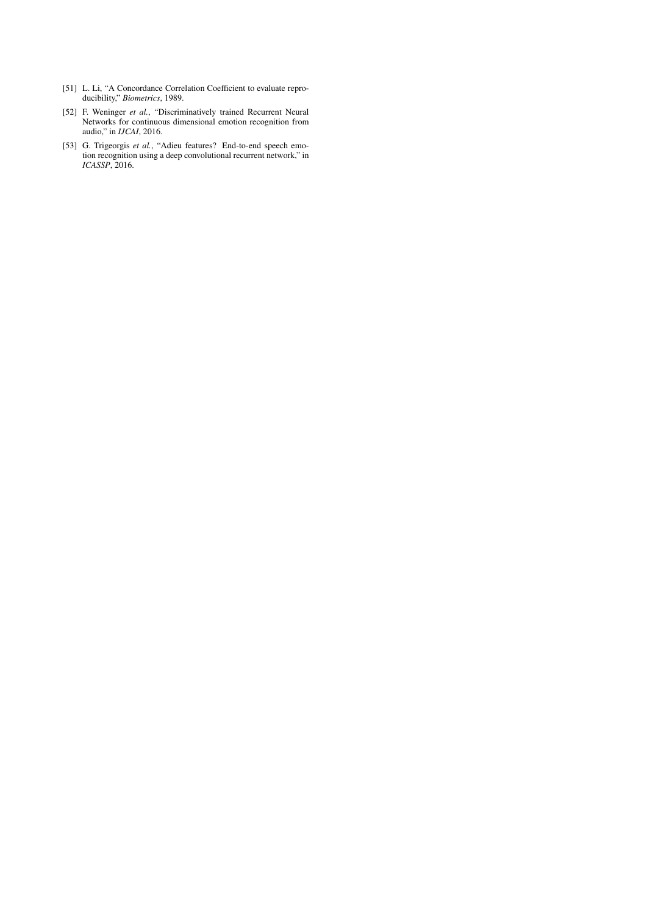[51] L. Li, "A Concordance Correlation Coefficient to evaluate reproducibility," *Biometrics*, 1989.

[52] F. Weninger *et al.*, "Discriminatively trained Recurrent Neural Networks for continuous dimensional emotion recognition from audio," in *IJCAI*, 2016.

[53] G. Trigeorgis *et al.*, "Adieu features? End-to-end speech emotion recognition using a deep convolutional recurrent network," in *ICASSP*, 2016.